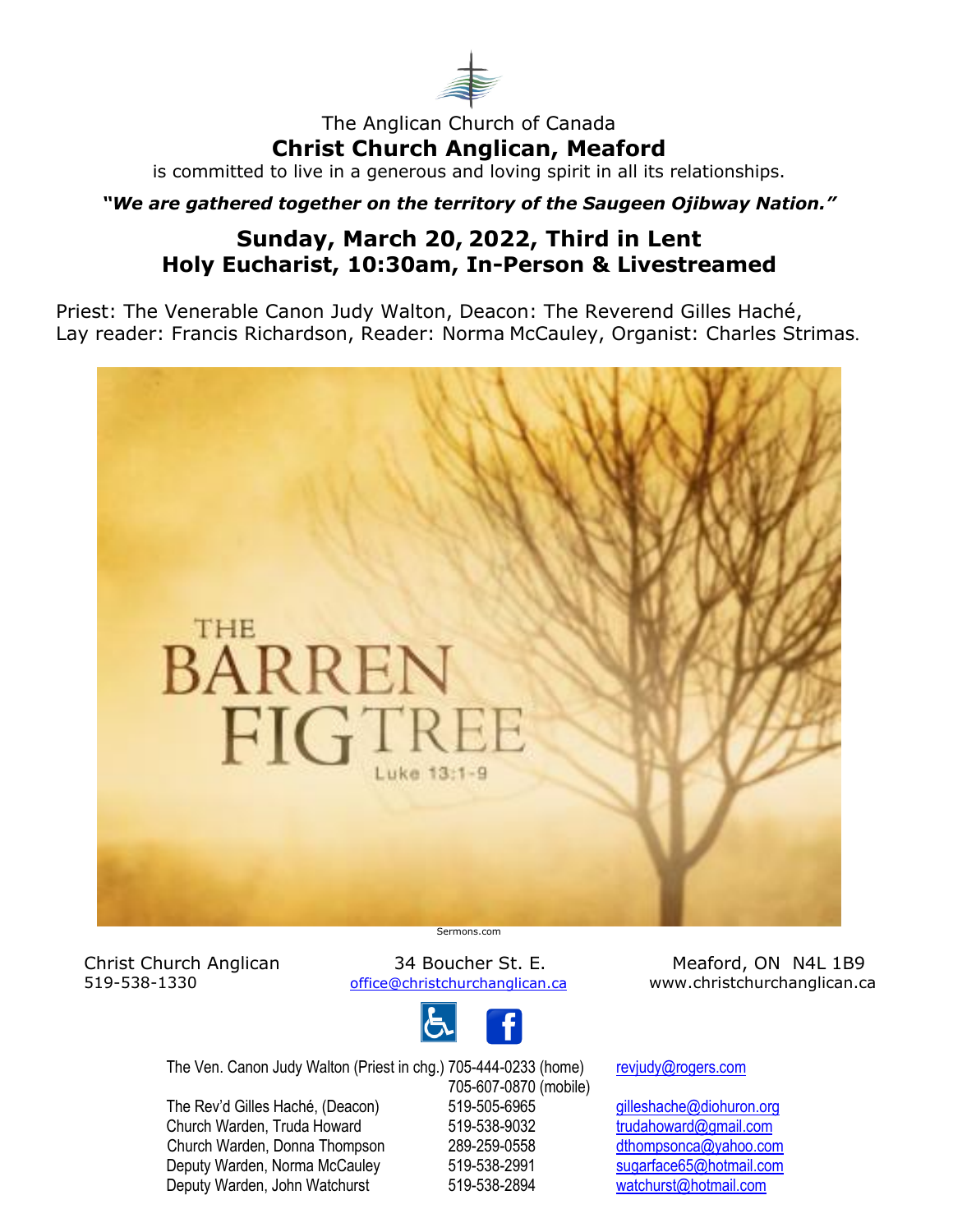The Anglican Church of Canada

# Christ Church Anglican, Meaford

is committed to live in a generous and loving spirit in all its relationships.

***"We are gathered together on the territory of the Saugeen Ojibway Nation."***

## Sunday, March 20, 2022, Third in Lent
## Holy Eucharist, 10:30am, In-Person & Livestreamed

Priest: The Venerable Canon Judy Walton, Deacon: The Reverend Gilles Haché,
Lay reader: Francis Richardson, Reader: Norma McCauley, Organist: Charles Strimas.

THE BARREN FIG TREE
Luke 13:1-9

Sermons.com

Christ Church Anglican 519-538-1330 | 34 Boucher St. E. office@christchurchanglican.ca | Meaford, ON N4L 1B9 www.christchurchanglican.ca

| | | |
|---|---|---|
| The Ven. Canon Judy Walton (Priest in chg.) | 705-444-0233 (home) 705-607-0870 (mobile) | revjudy@rogers.com |
| The Rev'd Gilles Haché, (Deacon) | 519-505-6965 | gilleshache@diohuron.org |
| Church Warden, Truda Howard | 519-538-9032 | trudahoward@gmail.com |
| Church Warden, Donna Thompson | 289-259-0558 | dthompsonca@yahoo.com |
| Deputy Warden, Norma McCauley | 519-538-2991 | sugarface65@hotmail.com |
| Deputy Warden, John Watchurst | 519-538-2894 | watchurst@hotmail.com |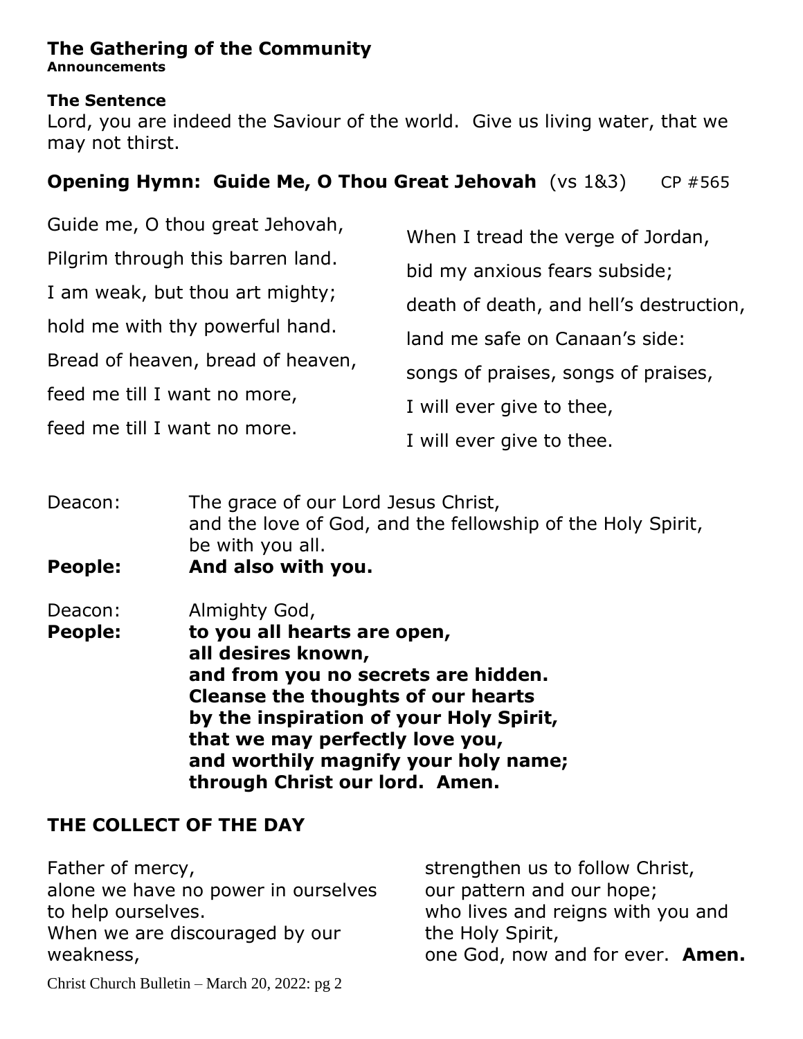## The Gathering of the Community

**Announcements**

**The Sentence**

Lord, you are indeed the Saviour of the world. Give us living water, that we may not thirst.

### Opening Hymn: Guide Me, O Thou Great Jehovah (vs 1&3) CP #565

Guide me, O thou great Jehovah,
Pilgrim through this barren land.
I am weak, but thou art mighty;
hold me with thy powerful hand.
Bread of heaven, bread of heaven,
feed me till I want no more,
feed me till I want no more.

When I tread the verge of Jordan,
bid my anxious fears subside;
death of death, and hell's destruction,
land me safe on Canaan's side:
songs of praises, songs of praises,
I will ever give to thee,
I will ever give to thee.

Deacon: The grace of our Lord Jesus Christ,
and the love of God, and the fellowship of the Holy Spirit,
be with you all.

**People: And also with you.**

Deacon: Almighty God,

**People: to you all hearts are open,
all desires known,
and from you no secrets are hidden.
Cleanse the thoughts of our hearts
by the inspiration of your Holy Spirit,
that we may perfectly love you,
and worthily magnify your holy name;
through Christ our lord. Amen.**

### THE COLLECT OF THE DAY

Father of mercy,
alone we have no power in ourselves
to help ourselves.
When we are discouraged by our weakness,
strengthen us to follow Christ,
our pattern and our hope;
who lives and reigns with you and the Holy Spirit,
one God, now and for ever. **Amen.**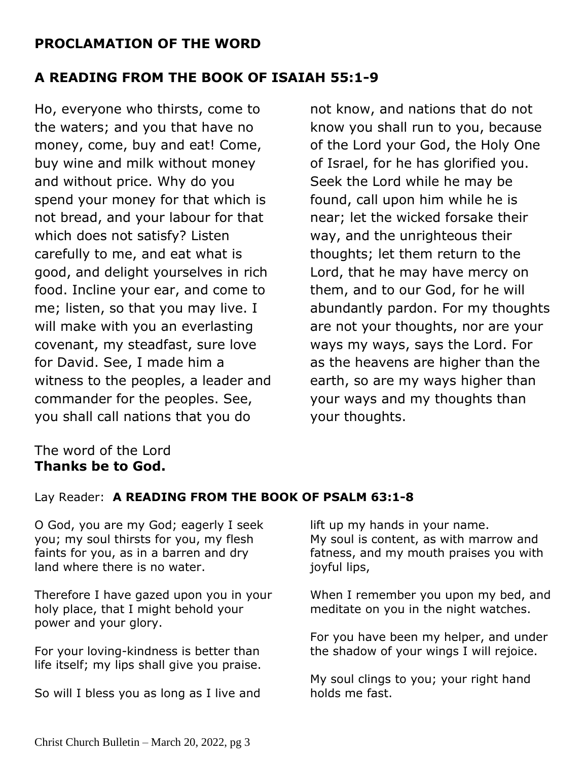**PROCLAMATION OF THE WORD**

**A READING FROM THE BOOK OF ISAIAH 55:1-9**

Ho, everyone who thirsts, come to the waters; and you that have no money, come, buy and eat! Come, buy wine and milk without money and without price. Why do you spend your money for that which is not bread, and your labour for that which does not satisfy? Listen carefully to me, and eat what is good, and delight yourselves in rich food. Incline your ear, and come to me; listen, so that you may live. I will make with you an everlasting covenant, my steadfast, sure love for David. See, I made him a witness to the peoples, a leader and commander for the peoples. See, you shall call nations that you do not know, and nations that do not know you shall run to you, because of the Lord your God, the Holy One of Israel, for he has glorified you. Seek the Lord while he may be found, call upon him while he is near; let the wicked forsake their way, and the unrighteous their thoughts; let them return to the Lord, that he may have mercy on them, and to our God, for he will abundantly pardon. For my thoughts are not your thoughts, nor are your ways my ways, says the Lord. For as the heavens are higher than the earth, so are my ways higher than your ways and my thoughts than your thoughts.

The word of the Lord
**Thanks be to God.**

Lay Reader: **A READING FROM THE BOOK OF PSALM 63:1-8**

O God, you are my God; eagerly I seek you; my soul thirsts for you, my flesh faints for you, as in a barren and dry land where there is no water.

Therefore I have gazed upon you in your holy place, that I might behold your power and your glory.

For your loving-kindness is better than life itself; my lips shall give you praise.

So will I bless you as long as I live and lift up my hands in your name.
My soul is content, as with marrow and fatness, and my mouth praises you with joyful lips,

When I remember you upon my bed, and meditate on you in the night watches.

For you have been my helper, and under the shadow of your wings I will rejoice.

My soul clings to you; your right hand holds me fast.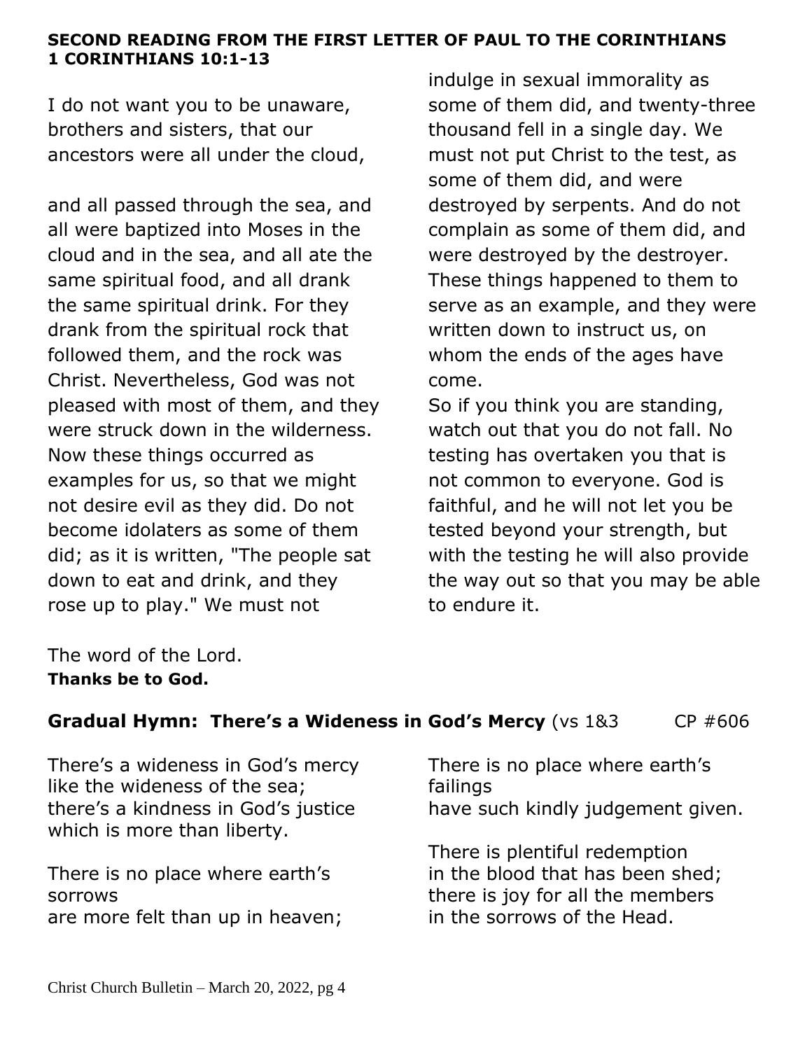**SECOND READING FROM THE FIRST LETTER OF PAUL TO THE CORINTHIANS**
**1 CORINTHIANS 10:1-13**

I do not want you to be unaware, brothers and sisters, that our ancestors were all under the cloud,

and all passed through the sea, and all were baptized into Moses in the cloud and in the sea, and all ate the same spiritual food, and all drank the same spiritual drink. For they drank from the spiritual rock that followed them, and the rock was Christ. Nevertheless, God was not pleased with most of them, and they were struck down in the wilderness. Now these things occurred as examples for us, so that we might not desire evil as they did. Do not become idolaters as some of them did; as it is written, "The people sat down to eat and drink, and they rose up to play." We must not indulge in sexual immorality as some of them did, and twenty-three thousand fell in a single day. We must not put Christ to the test, as some of them did, and were destroyed by serpents. And do not complain as some of them did, and were destroyed by the destroyer. These things happened to them to serve as an example, and they were written down to instruct us, on whom the ends of the ages have come.

So if you think you are standing, watch out that you do not fall. No testing has overtaken you that is not common to everyone. God is faithful, and he will not let you be tested beyond your strength, but with the testing he will also provide the way out so that you may be able to endure it.

The word of the Lord.
**Thanks be to God.**

**Gradual Hymn: There's a Wideness in God's Mercy** (vs 1&3 CP #606

There's a wideness in God's mercy
like the wideness of the sea;
there's a kindness in God's justice
which is more than liberty.

There is no place where earth's sorrows
are more felt than up in heaven;
There is no place where earth's failings
have such kindly judgement given.

There is plentiful redemption
in the blood that has been shed;
there is joy for all the members
in the sorrows of the Head.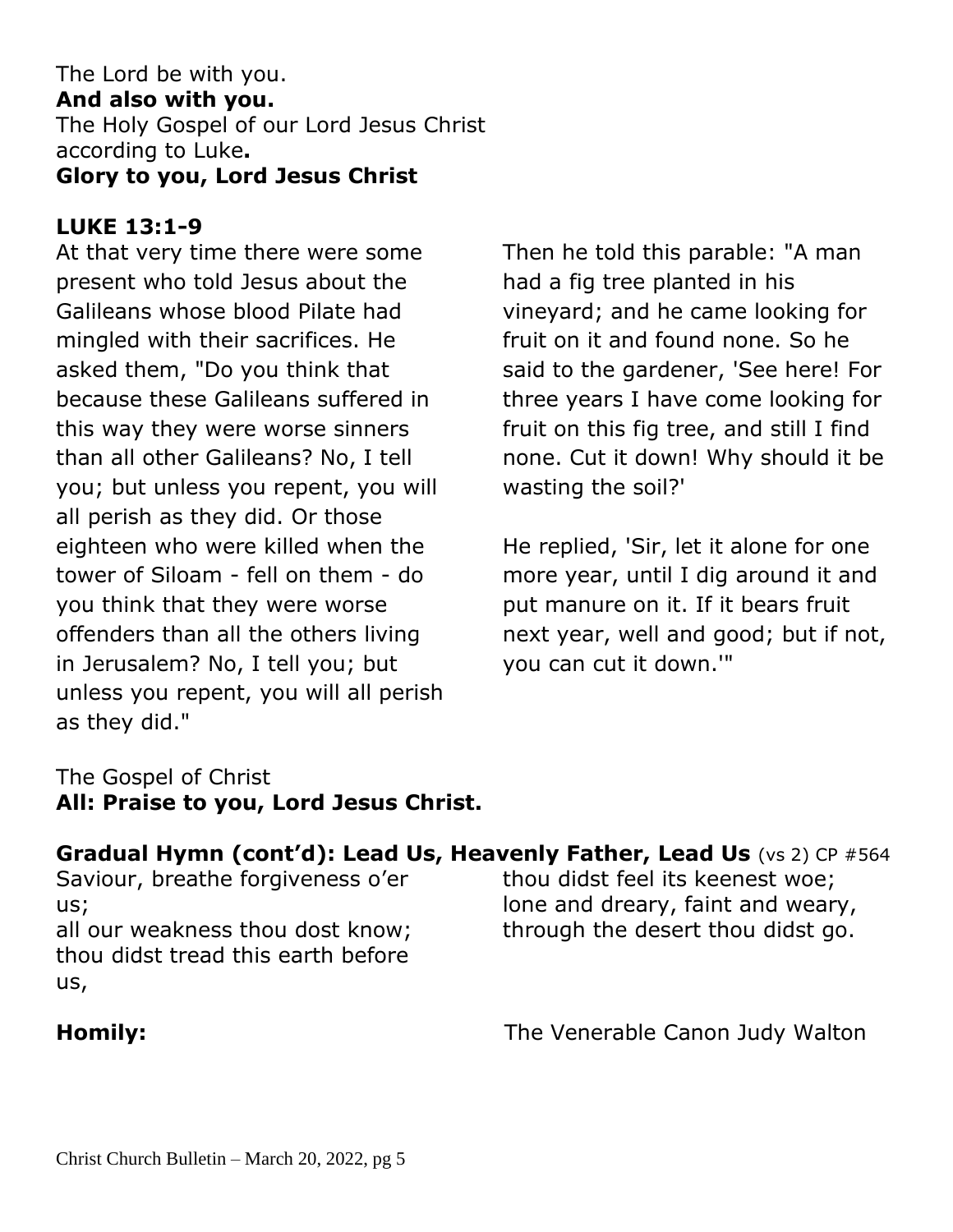The Lord be with you.
**And also with you.**
The Holy Gospel of our Lord Jesus Christ according to Luke**.**
**Glory to you, Lord Jesus Christ**

**LUKE 13:1-9**

At that very time there were some present who told Jesus about the Galileans whose blood Pilate had mingled with their sacrifices. He asked them, "Do you think that because these Galileans suffered in this way they were worse sinners than all other Galileans? No, I tell you; but unless you repent, you will all perish as they did. Or those eighteen who were killed when the tower of Siloam - fell on them - do you think that they were worse offenders than all the others living in Jerusalem? No, I tell you; but unless you repent, you will all perish as they did."

Then he told this parable: "A man had a fig tree planted in his vineyard; and he came looking for fruit on it and found none. So he said to the gardener, 'See here! For three years I have come looking for fruit on this fig tree, and still I find none. Cut it down! Why should it be wasting the soil?'

He replied, 'Sir, let it alone for one more year, until I dig around it and put manure on it. If it bears fruit next year, well and good; but if not, you can cut it down.'"

The Gospel of Christ
**All: Praise to you, Lord Jesus Christ.**

**Gradual Hymn (cont'd): Lead Us, Heavenly Father, Lead Us** (vs 2) CP #564

Saviour, breathe forgiveness o'er us;
all our weakness thou dost know;
thou didst tread this earth before us,
thou didst feel its keenest woe;
lone and dreary, faint and weary,
through the desert thou didst go.

**Homily:** The Venerable Canon Judy Walton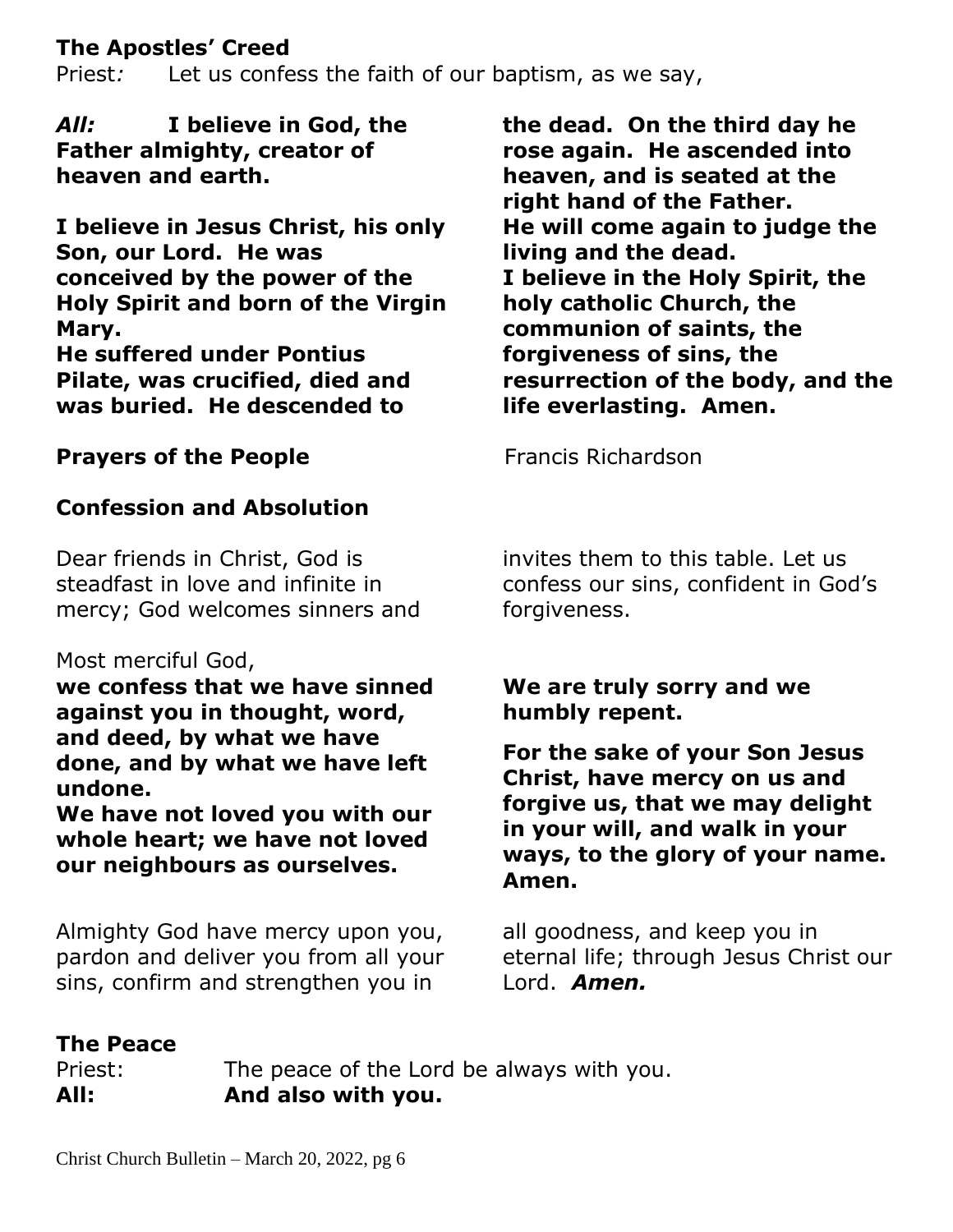**The Apostles' Creed**

Priest*:* Let us confess the faith of our baptism, as we say,

***All:*** **I believe in God, the Father almighty, creator of heaven and earth.**

**I believe in Jesus Christ, his only Son, our Lord. He was conceived by the power of the Holy Spirit and born of the Virgin Mary.**
**He suffered under Pontius Pilate, was crucified, died and was buried. He descended to the dead. On the third day he rose again. He ascended into heaven, and is seated at the right hand of the Father.**
**He will come again to judge the living and the dead.**
**I believe in the Holy Spirit, the holy catholic Church, the communion of saints, the forgiveness of sins, the resurrection of the body, and the life everlasting. Amen.**

**Prayers of the People** Francis Richardson

**Confession and Absolution**

Dear friends in Christ, God is steadfast in love and infinite in mercy; God welcomes sinners and invites them to this table. Let us confess our sins, confident in God's forgiveness.

Most merciful God,
**we confess that we have sinned against you in thought, word, and deed, by what we have done, and by what we have left undone.**
**We have not loved you with our whole heart; we have not loved our neighbours as ourselves.**
**We are truly sorry and we humbly repent.**

**For the sake of your Son Jesus Christ, have mercy on us and forgive us, that we may delight in your will, and walk in your ways, to the glory of your name. Amen.**

Almighty God have mercy upon you, pardon and deliver you from all your sins, confirm and strengthen you in all goodness, and keep you in eternal life; through Jesus Christ our Lord. ***Amen.***

**The Peace**

Priest: The peace of the Lord be always with you.
**All: And also with you.**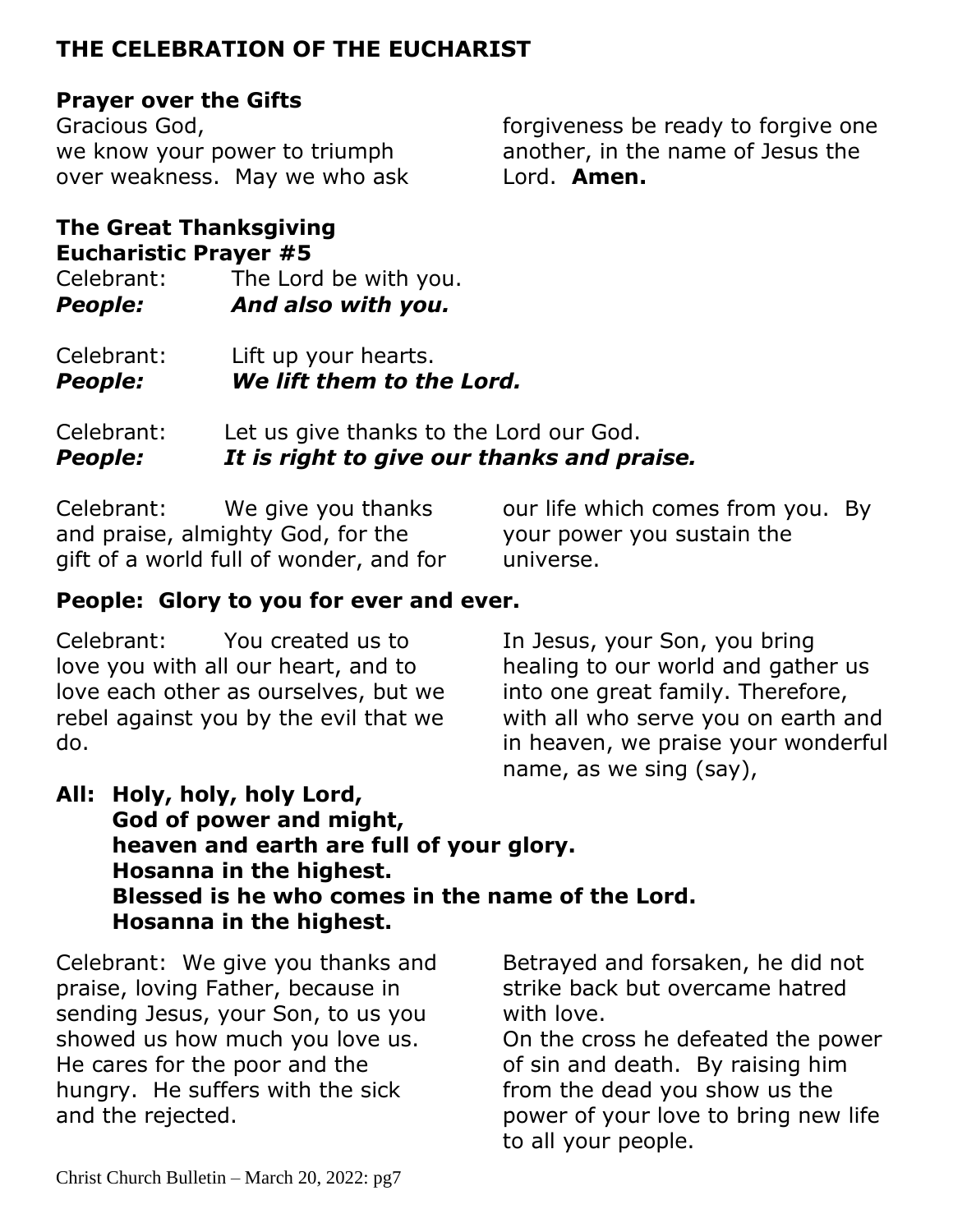## THE CELEBRATION OF THE EUCHARIST

**Prayer over the Gifts**

Gracious God,
we know your power to triumph over weakness. May we who ask forgiveness be ready to forgive one another, in the name of Jesus the Lord. **Amen.**

**The Great Thanksgiving**
**Eucharistic Prayer #5**

Celebrant: The Lord be with you.
***People: And also with you.***

Celebrant: Lift up your hearts.
***People: We lift them to the Lord.***

Celebrant: Let us give thanks to the Lord our God.
***People: It is right to give our thanks and praise.***

Celebrant: We give you thanks and praise, almighty God, for the gift of a world full of wonder, and for our life which comes from you. By your power you sustain the universe.

**People: Glory to you for ever and ever.**

Celebrant: You created us to love you with all our heart, and to love each other as ourselves, but we rebel against you by the evil that we do. In Jesus, your Son, you bring healing to our world and gather us into one great family. Therefore, with all who serve you on earth and in heaven, we praise your wonderful name, as we sing (say),

**All: Holy, holy, holy Lord,**
**God of power and might,**
**heaven and earth are full of your glory.**
**Hosanna in the highest.**
**Blessed is he who comes in the name of the Lord.**
**Hosanna in the highest.**

Celebrant: We give you thanks and praise, loving Father, because in sending Jesus, your Son, to us you showed us how much you love us. He cares for the poor and the hungry. He suffers with the sick and the rejected. Betrayed and forsaken, he did not strike back but overcame hatred with love.
On the cross he defeated the power of sin and death. By raising him from the dead you show us the power of your love to bring new life to all your people.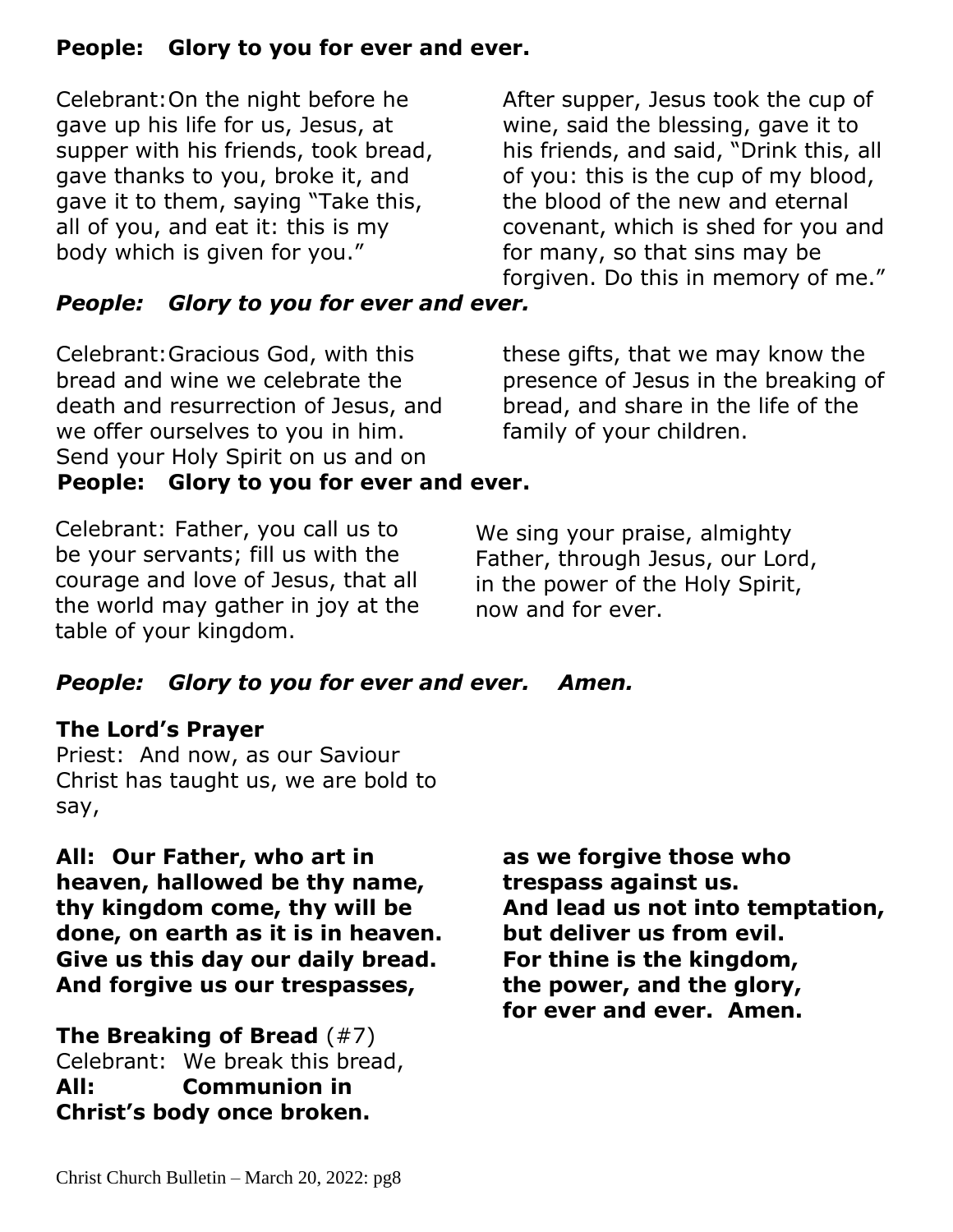**People: Glory to you for ever and ever.**

Celebrant: On the night before he gave up his life for us, Jesus, at supper with his friends, took bread, gave thanks to you, broke it, and gave it to them, saying "Take this, all of you, and eat it: this is my body which is given for you."

After supper, Jesus took the cup of wine, said the blessing, gave it to his friends, and said, "Drink this, all of you: this is the cup of my blood, the blood of the new and eternal covenant, which is shed for you and for many, so that sins may be forgiven. Do this in memory of me."

***People: Glory to you for ever and ever.***

Celebrant: Gracious God, with this bread and wine we celebrate the death and resurrection of Jesus, and we offer ourselves to you in him. Send your Holy Spirit on us and on these gifts, that we may know the presence of Jesus in the breaking of bread, and share in the life of the family of your children.

**People: Glory to you for ever and ever.**

Celebrant: Father, you call us to be your servants; fill us with the courage and love of Jesus, that all the world may gather in joy at the table of your kingdom.

We sing your praise, almighty Father, through Jesus, our Lord, in the power of the Holy Spirit, now and for ever.

***People: Glory to you for ever and ever. Amen.***

**The Lord's Prayer**

Priest: And now, as our Saviour Christ has taught us, we are bold to say,

**All: Our Father, who art in heaven, hallowed be thy name, thy kingdom come, thy will be done, on earth as it is in heaven. Give us this day our daily bread. And forgive us our trespasses, as we forgive those who trespass against us. And lead us not into temptation, but deliver us from evil. For thine is the kingdom, the power, and the glory, for ever and ever. Amen.**

**The Breaking of Bread** (#7)

Celebrant: We break this bread,

**All: Communion in Christ's body once broken.**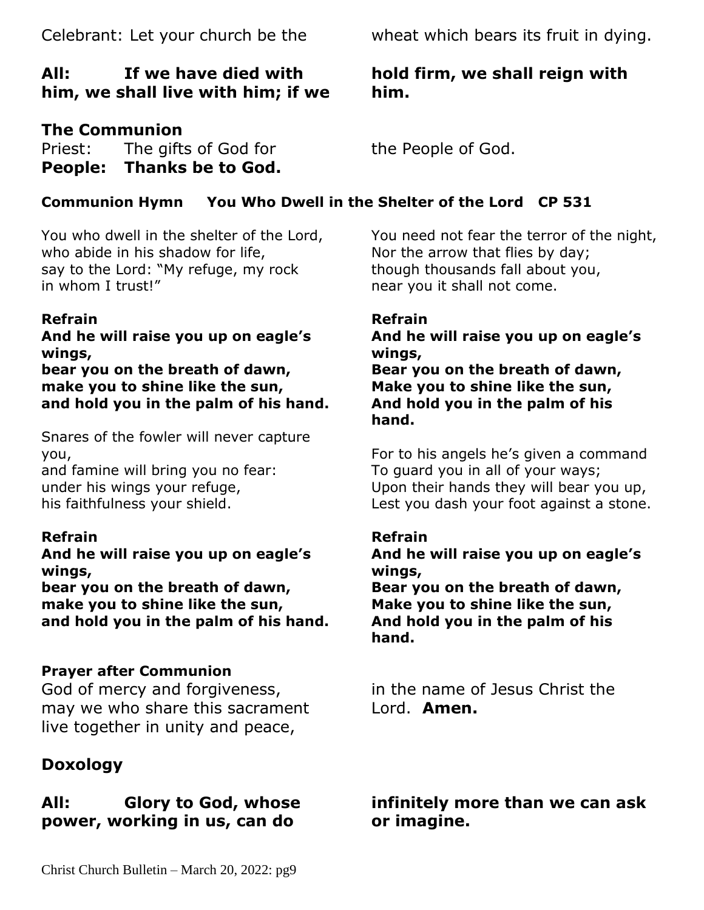Celebrant: Let your church be the wheat which bears its fruit in dying.

**All: If we have died with him, we shall live with him; if we hold firm, we shall reign with him.**

## The Communion

Priest: The gifts of God for the People of God.
**People: Thanks be to God.**

**Communion Hymn You Who Dwell in the Shelter of the Lord CP 531**

You who dwell in the shelter of the Lord,
who abide in his shadow for life,
say to the Lord: "My refuge, my rock
in whom I trust!"

**Refrain**
**And he will raise you up on eagle's wings,**
**bear you on the breath of dawn,**
**make you to shine like the sun,**
**and hold you in the palm of his hand.**

Snares of the fowler will never capture you,
and famine will bring you no fear:
under his wings your refuge,
his faithfulness your shield.

**Refrain**
**And he will raise you up on eagle's wings,**
**bear you on the breath of dawn,**
**make you to shine like the sun,**
**and hold you in the palm of his hand.**

You need not fear the terror of the night,
Nor the arrow that flies by day;
though thousands fall about you,
near you it shall not come.

**Refrain**
**And he will raise you up on eagle's wings,**
**Bear you on the breath of dawn,**
**Make you to shine like the sun,**
**And hold you in the palm of his hand.**

For to his angels he's given a command
To guard you in all of your ways;
Upon their hands they will bear you up,
Lest you dash your foot against a stone.

**Refrain**
**And he will raise you up on eagle's wings,**
**Bear you on the breath of dawn,**
**Make you to shine like the sun,**
**And hold you in the palm of his hand.**

**Prayer after Communion**

God of mercy and forgiveness,
may we who share this sacrament
live together in unity and peace,
in the name of Jesus Christ the Lord. **Amen.**

## Doxology

**All: Glory to God, whose power, working in us, can do infinitely more than we can ask or imagine.**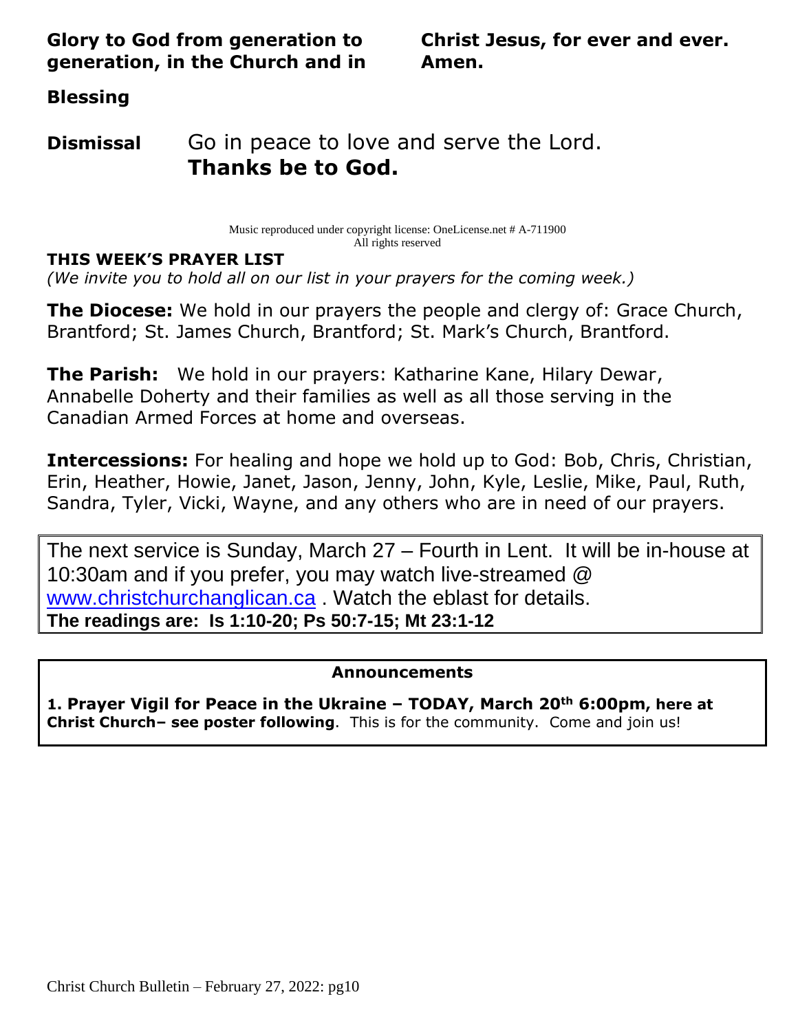**Glory to God from generation to generation, in the Church and in Christ Jesus, for ever and ever. Amen.**

**Blessing**

**Dismissal** Go in peace to love and serve the Lord.
**Thanks be to God.**

Music reproduced under copyright license: OneLicense.net # A-711900
All rights reserved

**THIS WEEK'S PRAYER LIST**

*(We invite you to hold all on our list in your prayers for the coming week.)*

**The Diocese:** We hold in our prayers the people and clergy of: Grace Church, Brantford; St. James Church, Brantford; St. Mark's Church, Brantford.

**The Parish:** We hold in our prayers: Katharine Kane, Hilary Dewar, Annabelle Doherty and their families as well as all those serving in the Canadian Armed Forces at home and overseas.

**Intercessions:** For healing and hope we hold up to God: Bob, Chris, Christian, Erin, Heather, Howie, Janet, Jason, Jenny, John, Kyle, Leslie, Mike, Paul, Ruth, Sandra, Tyler, Vicki, Wayne, and any others who are in need of our prayers.

The next service is Sunday, March 27 – Fourth in Lent. It will be in-house at 10:30am and if you prefer, you may watch live-streamed @ www.christchurchanglican.ca . Watch the eblast for details.
**The readings are: Is 1:10-20; Ps 50:7-15; Mt 23:1-12**

**Announcements**

**1. Prayer Vigil for Peace in the Ukraine – TODAY, March 20th 6:00pm, here at Christ Church– see poster following**. This is for the community. Come and join us!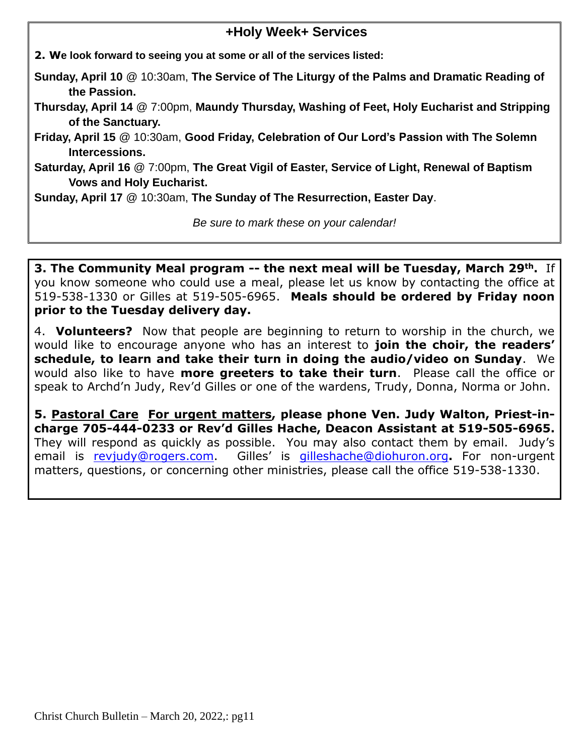## +Holy Week+ Services

**2. We look forward to seeing you at some or all of the services listed:**

**Sunday, April 10** @ 10:30am, **The Service of The Liturgy of the Palms and Dramatic Reading of the Passion.**

**Thursday, April 14** @ 7:00pm, **Maundy Thursday, Washing of Feet, Holy Eucharist and Stripping of the Sanctuary.**

**Friday, April 15** @ 10:30am, **Good Friday, Celebration of Our Lord's Passion with The Solemn Intercessions.**

**Saturday, April 16** @ 7:00pm, **The Great Vigil of Easter, Service of Light, Renewal of Baptism Vows and Holy Eucharist.**

**Sunday, April 17** @ 10:30am, **The Sunday of The Resurrection, Easter Day**.

*Be sure to mark these on your calendar!*

**3. The Community Meal program -- the next meal will be Tuesday, March 29th.** If you know someone who could use a meal, please let us know by contacting the office at 519-538-1330 or Gilles at 519-505-6965. **Meals should be ordered by Friday noon prior to the Tuesday delivery day.**

4. **Volunteers?** Now that people are beginning to return to worship in the church, we would like to encourage anyone who has an interest to **join the choir, the readers' schedule, to learn and take their turn in doing the audio/video on Sunday**. We would also like to have **more greeters to take their turn**. Please call the office or speak to Archd'n Judy, Rev'd Gilles or one of the wardens, Trudy, Donna, Norma or John.

**5. Pastoral Care For urgent matters, please phone Ven. Judy Walton, Priest-in-charge 705-444-0233 or Rev'd Gilles Hache, Deacon Assistant at 519-505-6965.** They will respond as quickly as possible. You may also contact them by email. Judy's email is revjudy@rogers.com. Gilles' is gilleshache@diohuron.org**.** For non-urgent matters, questions, or concerning other ministries, please call the office 519-538-1330.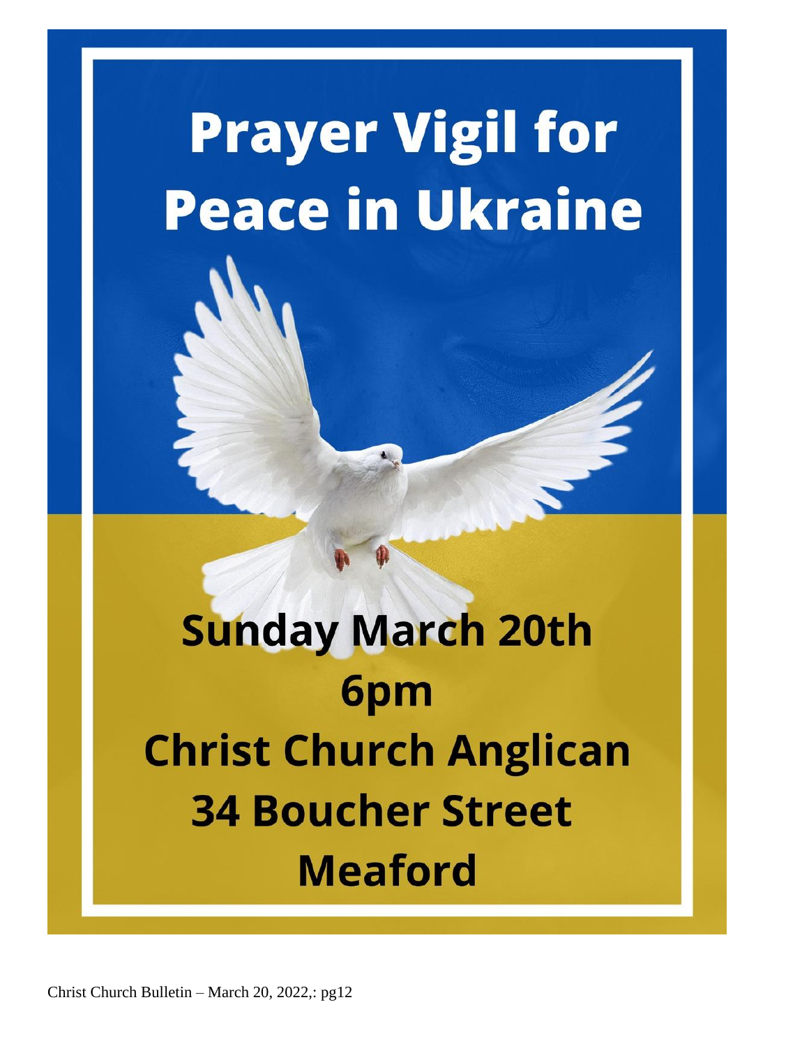# Prayer Vigil for Peace in Ukraine

**Sunday March 20th**

**6pm**

**Christ Church Anglican**

**34 Boucher Street**

**Meaford**